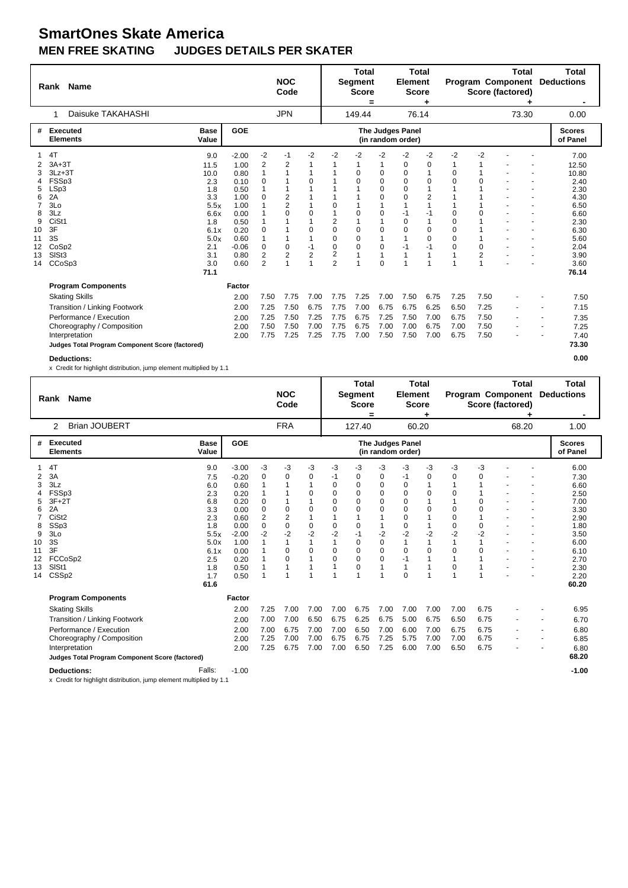# SmartOnes Skate America

## MEN FREE SKATING JUDGES DETAILS PER SKATER

| Rank | Name | NOC Code | Total Segment Score = | Total Element Score + | Total Program Component Score (factored) + | Total Deductions - |
|---|---|---|---|---|---|---|
| 1 | Daisuke TAKAHASHI | JPN | 149.44 | 76.14 | 73.30 | 0.00 |

| # | Executed Elements | Base Value | GOE | J1 | J2 | J3 | J4 | J5 | J6 | J7 | J8 | J9 | J10 | J11 | J12 | Scores of Panel |
|---|---|---|---|---|---|---|---|---|---|---|---|---|---|---|---|---|
| 1 | 4T | 9.0 | -2.00 | -2 | -1 | -2 | -2 | -2 | -2 | -2 | -2 | -2 | -2 | - | - | 7.00 |
| 2 | 3A+3T | 11.5 | 1.00 | 2 | 2 | 1 | 1 | 1 | 1 | 0 | 0 | 1 | 1 | - | - | 12.50 |
| 3 | 3Lz+3T | 10.0 | 0.80 | 1 | 1 | 1 | 1 | 0 | 0 | 0 | 1 | 0 | 1 | - | - | 10.80 |
| 4 | FSSp3 | 2.3 | 0.10 | 0 | 1 | 0 | 1 | 0 | 0 | 0 | 0 | 0 | 0 | - | - | 2.40 |
| 5 | LSp3 | 1.8 | 0.50 | 1 | 1 | 1 | 1 | 1 | 0 | 0 | 1 | 1 | 1 | - | - | 2.30 |
| 6 | 2A | 3.3 | 1.00 | 0 | 2 | 1 | 1 | 1 | 0 | 0 | 2 | 1 | 1 | - | - | 4.30 |
| 7 | 3Lo | 5.5x | 1.00 | 1 | 2 | 1 | 0 | 1 | 1 | 1 | 1 | 1 | 1 | - | - | 6.50 |
| 8 | 3Lz | 6.6x | 0.00 | 1 | 0 | 0 | 1 | 0 | 0 | -1 | -1 | 0 | 0 | - | - | 6.60 |
| 9 | CiSt1 | 1.8 | 0.50 | 1 | 1 | 1 | 2 | 1 | 1 | 0 | 1 | 0 | 1 | - | - | 2.30 |
| 10 | 3F | 6.1x | 0.20 | 0 | 1 | 0 | 0 | 0 | 0 | 0 | 0 | 0 | 1 | - | - | 6.30 |
| 11 | 3S | 5.0x | 0.60 | 1 | 1 | 1 | 0 | 0 | 1 | 1 | 0 | 0 | 1 | - | - | 5.60 |
| 12 | CoSp2 | 2.1 | -0.06 | 0 | 0 | -1 | 0 | 0 | 0 | -1 | -1 | 0 | 0 | - | - | 2.04 |
| 13 | SlSt3 | 3.1 | 0.80 | 2 | 2 | 2 | 2 | 1 | 1 | 1 | 1 | 1 | 2 | - | - | 3.90 |
| 14 | CCoSp3 | 3.0 | 0.60 | 2 | 1 | 1 | 2 | 1 | 0 | 1 | 1 | 1 | 1 | - | - | 3.60 |
| | | 71.1 | | | | | | | | | | | | | | 76.14 |

| Program Components | Factor | J1 | J2 | J3 | J4 | J5 | J6 | J7 | J8 | J9 | J10 | J11 | J12 | Scores of Panel |
|---|---|---|---|---|---|---|---|---|---|---|---|---|---|---|
| Skating Skills | 2.00 | 7.50 | 7.75 | 7.00 | 7.75 | 7.25 | 7.00 | 7.50 | 6.75 | 7.25 | 7.50 | - | - | 7.50 |
| Transition / Linking Footwork | 2.00 | 7.25 | 7.50 | 6.75 | 7.75 | 7.00 | 6.75 | 6.75 | 6.25 | 6.50 | 7.25 | - | - | 7.15 |
| Performance / Execution | 2.00 | 7.25 | 7.50 | 7.25 | 7.75 | 6.75 | 7.25 | 7.50 | 7.00 | 6.75 | 7.50 | - | - | 7.35 |
| Choreography / Composition | 2.00 | 7.50 | 7.50 | 7.00 | 7.75 | 6.75 | 7.00 | 7.00 | 6.75 | 7.00 | 7.50 | - | - | 7.25 |
| Interpretation | 2.00 | 7.75 | 7.25 | 7.25 | 7.75 | 7.00 | 7.50 | 7.50 | 7.00 | 6.75 | 7.50 | - | - | 7.40 |
| Judges Total Program Component Score (factored) | | | | | | | | | | | | | | 73.30 |

**Deductions:** 0.00

x Credit for highlight distribution, jump element multiplied by 1.1

| Rank | Name | NOC Code | Total Segment Score = | Total Element Score + | Total Program Component Score (factored) + | Total Deductions - |
|---|---|---|---|---|---|---|
| 2 | Brian JOUBERT | FRA | 127.40 | 60.20 | 68.20 | 1.00 |

| # | Executed Elements | Base Value | GOE | J1 | J2 | J3 | J4 | J5 | J6 | J7 | J8 | J9 | J10 | J11 | J12 | Scores of Panel |
|---|---|---|---|---|---|---|---|---|---|---|---|---|---|---|---|---|
| 1 | 4T | 9.0 | -3.00 | -3 | -3 | -3 | -3 | -3 | -3 | -3 | -3 | -3 | -3 | - | - | 6.00 |
| 2 | 3A | 7.5 | -0.20 | 0 | 0 | 0 | -1 | 0 | 0 | -1 | 0 | 0 | 0 | - | - | 7.30 |
| 3 | 3Lz | 6.0 | 0.60 | 1 | 1 | 1 | 0 | 0 | 0 | 0 | 1 | 1 | 1 | - | - | 6.60 |
| 4 | FSSp3 | 2.3 | 0.20 | 1 | 1 | 0 | 0 | 0 | 0 | 0 | 0 | 0 | 1 | - | - | 2.50 |
| 5 | 3F+2T | 6.8 | 0.20 | 0 | 1 | 1 | 0 | 0 | 0 | 0 | 1 | 1 | 0 | - | - | 7.00 |
| 6 | 2A | 3.3 | 0.00 | 0 | 0 | 0 | 0 | 0 | 0 | 0 | 0 | 0 | 0 | - | - | 3.30 |
| 7 | CiSt2 | 2.3 | 0.60 | 2 | 2 | 1 | 1 | 1 | 1 | 0 | 1 | 0 | 1 | - | - | 2.90 |
| 8 | SSp3 | 1.8 | 0.00 | 0 | 0 | 0 | 0 | 0 | 1 | 0 | 1 | 0 | 0 | - | - | 1.80 |
| 9 | 3Lo | 5.5x | -2.00 | -2 | -2 | -2 | -2 | -1 | -2 | -2 | -2 | -2 | -2 | - | - | 3.50 |
| 10 | 3S | 5.0x | 1.00 | 1 | 1 | 1 | 1 | 0 | 0 | 1 | 1 | 1 | 1 | - | - | 6.00 |
| 11 | 3F | 6.1x | 0.00 | 1 | 0 | 0 | 0 | 0 | 0 | 0 | 0 | 0 | 0 | - | - | 6.10 |
| 12 | FCCoSp2 | 2.5 | 0.20 | 1 | 0 | 1 | 0 | 0 | 0 | -1 | 1 | 1 | 1 | - | - | 2.70 |
| 13 | SlSt1 | 1.8 | 0.50 | 1 | 1 | 1 | 1 | 0 | 1 | 1 | 1 | 0 | 1 | - | - | 2.30 |
| 14 | CSSp2 | 1.7 | 0.50 | 1 | 1 | 1 | 1 | 1 | 1 | 0 | 1 | 1 | 1 | - | - | 2.20 |
| | | 61.6 | | | | | | | | | | | | | | 60.20 |

| Program Components | Factor | J1 | J2 | J3 | J4 | J5 | J6 | J7 | J8 | J9 | J10 | J11 | J12 | Scores of Panel |
|---|---|---|---|---|---|---|---|---|---|---|---|---|---|---|
| Skating Skills | 2.00 | 7.25 | 7.00 | 7.00 | 7.00 | 6.75 | 7.00 | 7.00 | 7.00 | 7.00 | 6.75 | - | - | 6.95 |
| Transition / Linking Footwork | 2.00 | 7.00 | 7.00 | 6.50 | 6.75 | 6.25 | 6.75 | 5.00 | 6.75 | 6.50 | 6.75 | - | - | 6.70 |
| Performance / Execution | 2.00 | 7.00 | 6.75 | 7.00 | 7.00 | 6.50 | 7.00 | 6.00 | 7.00 | 6.75 | 6.75 | - | - | 6.80 |
| Choreography / Composition | 2.00 | 7.25 | 7.00 | 7.00 | 6.75 | 6.75 | 7.25 | 5.75 | 7.00 | 7.00 | 6.75 | - | - | 6.85 |
| Interpretation | 2.00 | 7.25 | 6.75 | 7.00 | 7.00 | 6.50 | 7.25 | 6.00 | 7.00 | 6.50 | 6.75 | - | - | 6.80 |
| Judges Total Program Component Score (factored) | | | | | | | | | | | | | | 68.20 |

**Deductions:** Falls: -1.00 -1.00

x Credit for highlight distribution, jump element multiplied by 1.1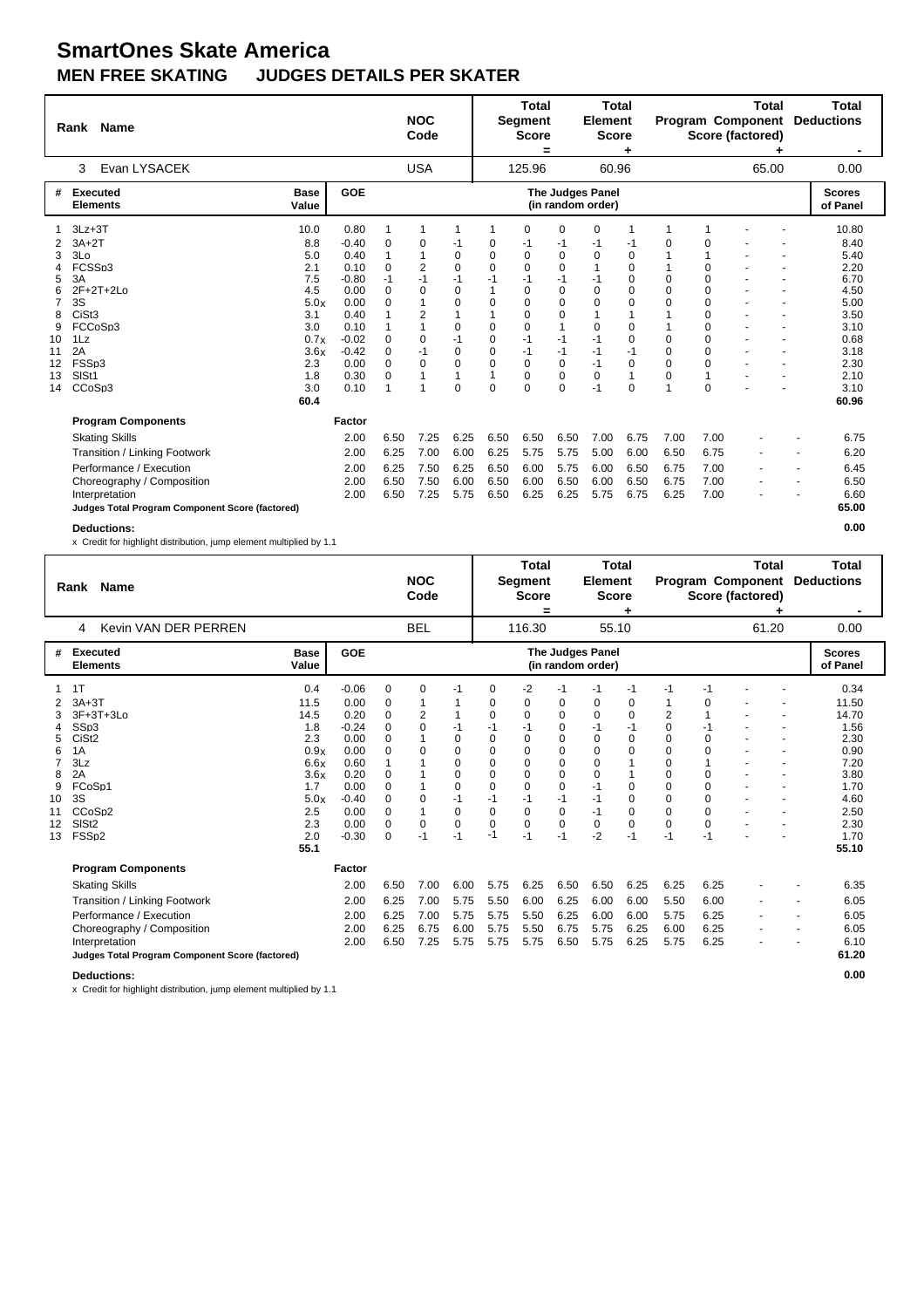# SmartOnes Skate America

## MEN FREE SKATING JUDGES DETAILS PER SKATER

| Rank | Name | NOC Code | Total Segment Score = | Total Element Score + | Total Program Component Score (factored) + | Total Deductions - |
|---|---|---|---|---|---|---|
| 3 | Evan LYSACEK | USA | 125.96 | 60.96 | 65.00 | 0.00 |

| # | Executed Elements | Base Value | GOE | The Judges Panel (in random order) | | | | | | | | | | | | Scores of Panel |
|---|---|---|---|---|---|---|---|---|---|---|---|---|---|---|---|---|
| 1 | 3Lz+3T | 10.0 | 0.80 | 1 | 1 | 1 | 1 | 0 | 0 | 0 | 1 | 1 | 1 | - | - | 10.80 |
| 2 | 3A+2T | 8.8 | -0.40 | 0 | 0 | -1 | 0 | -1 | -1 | -1 | -1 | 0 | 0 | - | - | 8.40 |
| 3 | 3Lo | 5.0 | 0.40 | 1 | 1 | 0 | 0 | 0 | 0 | 0 | 0 | 1 | 1 | - | - | 5.40 |
| 4 | FCSSp3 | 2.1 | 0.10 | 0 | 2 | 0 | 0 | 0 | 0 | 1 | 0 | 1 | 0 | - | - | 2.20 |
| 5 | 3A | 7.5 | -0.80 | -1 | -1 | -1 | -1 | -1 | -1 | -1 | 0 | 0 | 0 | - | - | 6.70 |
| 6 | 2F+2T+2Lo | 4.5 | 0.00 | 0 | 0 | 0 | 1 | 0 | 0 | 0 | 0 | 0 | 0 | - | - | 4.50 |
| 7 | 3S | 5.0x | 0.00 | 0 | 1 | 0 | 0 | 0 | 0 | 0 | 0 | 0 | 0 | - | - | 5.00 |
| 8 | CiSt3 | 3.1 | 0.40 | 1 | 2 | 1 | 1 | 0 | 0 | 1 | 1 | 1 | 0 | - | - | 3.50 |
| 9 | FCCoSp3 | 3.0 | 0.10 | 1 | 1 | 0 | 0 | 0 | 1 | 0 | 0 | 1 | 0 | - | - | 3.10 |
| 10 | 1Lz | 0.7x | -0.02 | 0 | 0 | -1 | 0 | -1 | -1 | -1 | 0 | 0 | 0 | - | - | 0.68 |
| 11 | 2A | 3.6x | -0.42 | 0 | -1 | 0 | 0 | -1 | -1 | -1 | -1 | 0 | 0 | - | - | 3.18 |
| 12 | FSSp3 | 2.3 | 0.00 | 0 | 0 | 0 | 0 | 0 | 0 | -1 | 0 | 0 | 0 | - | - | 2.30 |
| 13 | SlSt1 | 1.8 | 0.30 | 0 | 1 | 1 | 1 | 0 | 0 | 0 | 1 | 0 | 1 | - | - | 2.10 |
| 14 | CCoSp3 | 3.0 | 0.10 | 1 | 1 | 0 | 0 | 0 | 0 | -1 | 0 | 1 | 0 | - | - | 3.10 |
| | | 60.4 | | | | | | | | | | | | | | 60.96 |
| | **Program Components** | | Factor | | | | | | | | | | | | | |
| | Skating Skills | | 2.00 | 6.50 | 7.25 | 6.25 | 6.50 | 6.50 | 6.50 | 7.00 | 6.75 | 7.00 | 7.00 | - | - | 6.75 |
| | Transition / Linking Footwork | | 2.00 | 6.25 | 7.00 | 6.00 | 6.25 | 5.75 | 5.75 | 5.00 | 6.00 | 6.50 | 6.75 | - | - | 6.20 |
| | Performance / Execution | | 2.00 | 6.25 | 7.50 | 6.25 | 6.50 | 6.00 | 5.75 | 6.00 | 6.50 | 6.75 | 7.00 | - | - | 6.45 |
| | Choreography / Composition | | 2.00 | 6.50 | 7.50 | 6.00 | 6.50 | 6.00 | 6.50 | 6.00 | 6.50 | 6.75 | 7.00 | - | - | 6.50 |
| | Interpretation | | 2.00 | 6.50 | 7.25 | 5.75 | 6.50 | 6.25 | 6.25 | 5.75 | 6.75 | 6.25 | 7.00 | - | - | 6.60 |
| | **Judges Total Program Component Score (factored)** | | | | | | | | | | | | | | | **65.00** |
| | **Deductions:** | | | | | | | | | | | | | | | **0.00** |

x Credit for highlight distribution, jump element multiplied by 1.1

| Rank | Name | NOC Code | Total Segment Score = | Total Element Score + | Total Program Component Score (factored) + | Total Deductions - |
|---|---|---|---|---|---|---|
| 4 | Kevin VAN DER PERREN | BEL | 116.30 | 55.10 | 61.20 | 0.00 |

| # | Executed Elements | Base Value | GOE | The Judges Panel (in random order) | | | | | | | | | | | | Scores of Panel |
|---|---|---|---|---|---|---|---|---|---|---|---|---|---|---|---|---|
| 1 | 1T | 0.4 | -0.06 | 0 | 0 | -1 | 0 | -2 | -1 | -1 | -1 | -1 | -1 | - | - | 0.34 |
| 2 | 3A+3T | 11.5 | 0.00 | 0 | 1 | 1 | 0 | 0 | 0 | 0 | 0 | 1 | 0 | - | - | 11.50 |
| 3 | 3F+3T+3Lo | 14.5 | 0.20 | 0 | 2 | 1 | 0 | 0 | 0 | 0 | 0 | 2 | 1 | - | - | 14.70 |
| 4 | SSp3 | 1.8 | -0.24 | 0 | 0 | -1 | -1 | -1 | 0 | -1 | -1 | 0 | -1 | - | - | 1.56 |
| 5 | CiSt2 | 2.3 | 0.00 | 0 | 1 | 0 | 0 | 0 | 0 | 0 | 0 | 0 | 0 | - | - | 2.30 |
| 6 | 1A | 0.9x | 0.00 | 0 | 0 | 0 | 0 | 0 | 0 | 0 | 0 | 0 | 0 | - | - | 0.90 |
| 7 | 3Lz | 6.6x | 0.60 | 1 | 1 | 0 | 0 | 0 | 0 | 0 | 1 | 0 | 1 | - | - | 7.20 |
| 8 | 2A | 3.6x | 0.20 | 0 | 1 | 0 | 0 | 0 | 0 | 0 | 1 | 0 | 0 | - | - | 3.80 |
| 9 | FCoSp1 | 1.7 | 0.00 | 0 | 1 | 0 | 0 | 0 | 0 | -1 | 0 | 0 | 0 | - | - | 1.70 |
| 10 | 3S | 5.0x | -0.40 | 0 | 0 | -1 | -1 | -1 | -1 | -1 | 0 | 0 | 0 | - | - | 4.60 |
| 11 | CCoSp2 | 2.5 | 0.00 | 0 | 1 | 0 | 0 | 0 | 0 | -1 | 0 | 0 | 0 | - | - | 2.50 |
| 12 | SlSt2 | 2.3 | 0.00 | 0 | 0 | 0 | 0 | 0 | 0 | 0 | 0 | 0 | 0 | - | - | 2.30 |
| 13 | FSSp2 | 2.0 | -0.30 | 0 | -1 | -1 | -1 | -1 | -1 | -2 | -1 | -1 | -1 | - | - | 1.70 |
| | | 55.1 | | | | | | | | | | | | | | 55.10 |
| | **Program Components** | | Factor | | | | | | | | | | | | | |
| | Skating Skills | | 2.00 | 6.50 | 7.00 | 6.00 | 5.75 | 6.25 | 6.50 | 6.50 | 6.25 | 6.25 | 6.25 | - | - | 6.35 |
| | Transition / Linking Footwork | | 2.00 | 6.25 | 7.00 | 5.75 | 5.50 | 6.00 | 6.25 | 6.00 | 6.00 | 5.50 | 6.00 | - | - | 6.05 |
| | Performance / Execution | | 2.00 | 6.25 | 7.00 | 5.75 | 5.75 | 5.50 | 6.25 | 6.00 | 6.00 | 5.75 | 6.25 | - | - | 6.05 |
| | Choreography / Composition | | 2.00 | 6.25 | 6.75 | 6.00 | 5.75 | 5.50 | 6.75 | 5.75 | 6.25 | 6.00 | 6.25 | - | - | 6.05 |
| | Interpretation | | 2.00 | 6.50 | 7.25 | 5.75 | 5.75 | 5.75 | 6.50 | 5.75 | 6.25 | 5.75 | 6.25 | - | - | 6.10 |
| | **Judges Total Program Component Score (factored)** | | | | | | | | | | | | | | | **61.20** |
| | **Deductions:** | | | | | | | | | | | | | | | **0.00** |

x Credit for highlight distribution, jump element multiplied by 1.1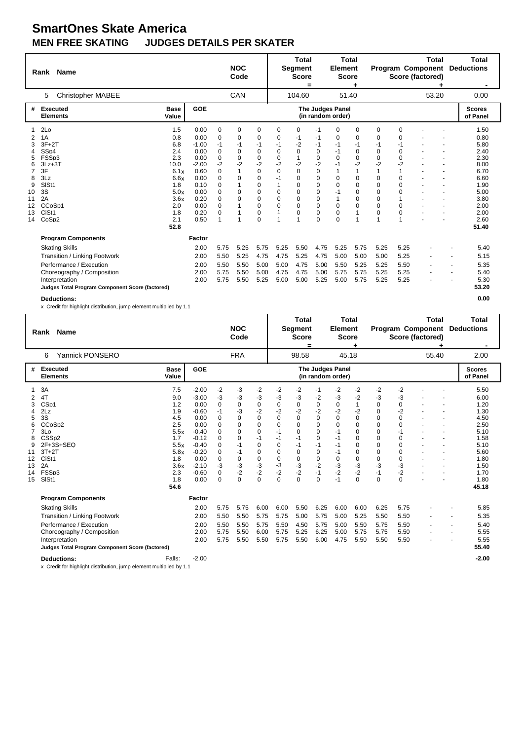# SmartOnes Skate America

## MEN FREE SKATING JUDGES DETAILS PER SKATER

| Rank | Name | NOC Code | Total Segment Score = | Total Element Score + | Total Program Component Score (factored) + | Total Deductions - |
|---|---|---|---|---|---|---|
| 5 | Christopher MABEE | CAN | 104.60 | 51.40 | 53.20 | 0.00 |

| # | Executed Elements | Base Value | GOE | J1 | J2 | J3 | J4 | J5 | J6 | J7 | J8 | J9 | J10 | J11 | J12 | Scores of Panel |
|---|---|---|---|---|---|---|---|---|---|---|---|---|---|---|---|---|
| 1 | 2Lo | 1.5 | 0.00 | 0 | 0 | 0 | 0 | 0 | -1 | 0 | 0 | 0 | 0 | - | - | 1.50 |
| 2 | 1A | 0.8 | 0.00 | 0 | 0 | 0 | 0 | -1 | -1 | 0 | 0 | 0 | 0 | - | - | 0.80 |
| 3 | 3F+2T | 6.8 | -1.00 | -1 | -1 | -1 | -1 | -2 | -1 | -1 | -1 | -1 | -1 | - | - | 5.80 |
| 4 | SSp4 | 2.4 | 0.00 | 0 | 0 | 0 | 0 | 0 | 0 | -1 | 0 | 0 | 0 | - | - | 2.40 |
| 5 | FSSp3 | 2.3 | 0.00 | 0 | 0 | 0 | 0 | 1 | 0 | 0 | 0 | 0 | 0 | - | - | 2.30 |
| 6 | 3Lz+3T | 10.0 | -2.00 | -2 | -2 | -2 | -2 | -2 | -2 | -1 | -2 | -2 | -2 | - | - | 8.00 |
| 7 | 3F | 6.1x | 0.60 | 0 | 1 | 0 | 0 | 0 | 0 | 1 | 1 | 1 | 1 | - | - | 6.70 |
| 8 | 3Lz | 6.6x | 0.00 | 0 | 0 | 0 | -1 | 0 | 0 | 0 | 0 | 0 | 0 | - | - | 6.60 |
| 9 | SlSt1 | 1.8 | 0.10 | 0 | 1 | 0 | 1 | 0 | 0 | 0 | 0 | 0 | 0 | - | - | 1.90 |
| 10 | 3S | 5.0x | 0.00 | 0 | 0 | 0 | 0 | 0 | 0 | -1 | 0 | 0 | 0 | - | - | 5.00 |
| 11 | 2A | 3.6x | 0.20 | 0 | 0 | 0 | 0 | 0 | 0 | 1 | 0 | 0 | 1 | - | - | 3.80 |
| 12 | CCoSp1 | 2.0 | 0.00 | 0 | 1 | 0 | 0 | 0 | 0 | 0 | 0 | 0 | 0 | - | - | 2.00 |
| 13 | CiSt1 | 1.8 | 0.20 | 0 | 1 | 0 | 1 | 0 | 0 | 0 | 1 | 0 | 0 | - | - | 2.00 |
| 14 | CoSp2 | 2.1 | 0.50 | 1 | 1 | 0 | 1 | 1 | 0 | 0 | 1 | 1 | 1 | - | - | 2.60 |
| | | 52.8 | | | | | | | | | | | | | | 51.40 |

| Program Components | Factor | J1 | J2 | J3 | J4 | J5 | J6 | J7 | J8 | J9 | J10 | J11 | J12 | Scores of Panel |
|---|---|---|---|---|---|---|---|---|---|---|---|---|---|---|
| Skating Skills | 2.00 | 5.75 | 5.25 | 5.75 | 5.25 | 5.50 | 4.75 | 5.25 | 5.75 | 5.25 | 5.25 | - | - | 5.40 |
| Transition / Linking Footwork | 2.00 | 5.50 | 5.25 | 4.75 | 4.75 | 5.25 | 4.75 | 5.00 | 5.00 | 5.00 | 5.25 | - | - | 5.15 |
| Performance / Execution | 2.00 | 5.50 | 5.50 | 5.00 | 5.00 | 4.75 | 5.00 | 5.50 | 5.25 | 5.25 | 5.50 | - | - | 5.35 |
| Choreography / Composition | 2.00 | 5.75 | 5.50 | 5.00 | 4.75 | 4.75 | 5.00 | 5.75 | 5.75 | 5.25 | 5.25 | - | - | 5.40 |
| Interpretation | 2.00 | 5.75 | 5.50 | 5.25 | 5.00 | 5.00 | 5.25 | 5.00 | 5.75 | 5.25 | 5.25 | - | - | 5.30 |
| **Judges Total Program Component Score (factored)** | | | | | | | | | | | | | | 53.20 |

**Deductions:** 0.00

x Credit for highlight distribution, jump element multiplied by 1.1

| Rank | Name | NOC Code | Total Segment Score = | Total Element Score + | Total Program Component Score (factored) + | Total Deductions - |
|---|---|---|---|---|---|---|
| 6 | Yannick PONSERO | FRA | 98.58 | 45.18 | 55.40 | 2.00 |

| # | Executed Elements | Base Value | GOE | J1 | J2 | J3 | J4 | J5 | J6 | J7 | J8 | J9 | J10 | J11 | J12 | Scores of Panel |
|---|---|---|---|---|---|---|---|---|---|---|---|---|---|---|---|---|
| 1 | 3A | 7.5 | -2.00 | -2 | -3 | -2 | -2 | -2 | -1 | -2 | -2 | -2 | -2 | - | - | 5.50 |
| 2 | 4T | 9.0 | -3.00 | -3 | -3 | -3 | -3 | -3 | -2 | -3 | -2 | -3 | -3 | - | - | 6.00 |
| 3 | CSp1 | 1.2 | 0.00 | 0 | 0 | 0 | 0 | 0 | 0 | 0 | 1 | 0 | 0 | - | - | 1.20 |
| 4 | 2Lz | 1.9 | -0.60 | -1 | -3 | -2 | -2 | -2 | -2 | -2 | -2 | 0 | -2 | - | - | 1.30 |
| 5 | 3S | 4.5 | 0.00 | 0 | 0 | 0 | 0 | 0 | 0 | 0 | 0 | 0 | 0 | - | - | 4.50 |
| 6 | CCoSp2 | 2.5 | 0.00 | 0 | 0 | 0 | 0 | 0 | 0 | 0 | 0 | 0 | 0 | - | - | 2.50 |
| 7 | 3Lo | 5.5x | -0.40 | 0 | 0 | 0 | -1 | 0 | 0 | -1 | 0 | 0 | -1 | - | - | 5.10 |
| 8 | CSSp2 | 1.7 | -0.12 | 0 | 0 | -1 | -1 | -1 | 0 | -1 | 0 | 0 | 0 | - | - | 1.58 |
| 9 | 2F+3S+SEQ | 5.5x | -0.40 | 0 | -1 | 0 | 0 | -1 | -1 | -1 | 0 | 0 | 0 | - | - | 5.10 |
| 11 | 3T+2T | 5.8x | -0.20 | 0 | -1 | 0 | 0 | 0 | 0 | -1 | 0 | 0 | 0 | - | - | 5.60 |
| 12 | CiSt1 | 1.8 | 0.00 | 0 | 0 | 0 | 0 | 0 | 0 | 0 | 0 | 0 | 0 | - | - | 1.80 |
| 13 | 2A | 3.6x | -2.10 | -3 | -3 | -3 | -3 | -3 | -2 | -3 | -3 | -3 | -3 | - | - | 1.50 |
| 14 | FSSp3 | 2.3 | -0.60 | 0 | -2 | -2 | -2 | -2 | -1 | -2 | -2 | -1 | -2 | - | - | 1.70 |
| 15 | SlSt1 | 1.8 | 0.00 | 0 | 0 | 0 | 0 | 0 | 0 | -1 | 0 | 0 | 0 | - | - | 1.80 |
| | | 54.6 | | | | | | | | | | | | | | 45.18 |

| Program Components | Factor | J1 | J2 | J3 | J4 | J5 | J6 | J7 | J8 | J9 | J10 | J11 | J12 | Scores of Panel |
|---|---|---|---|---|---|---|---|---|---|---|---|---|---|---|
| Skating Skills | 2.00 | 5.75 | 5.75 | 6.00 | 6.00 | 5.50 | 6.25 | 6.00 | 6.00 | 6.25 | 5.75 | - | - | 5.85 |
| Transition / Linking Footwork | 2.00 | 5.50 | 5.50 | 5.75 | 5.75 | 5.00 | 5.75 | 5.00 | 5.25 | 5.50 | 5.50 | - | - | 5.35 |
| Performance / Execution | 2.00 | 5.50 | 5.50 | 5.75 | 5.50 | 4.50 | 5.75 | 5.00 | 5.50 | 5.75 | 5.50 | - | - | 5.40 |
| Choreography / Composition | 2.00 | 5.75 | 5.50 | 6.00 | 5.75 | 5.25 | 6.25 | 5.00 | 5.75 | 5.75 | 5.50 | - | - | 5.55 |
| Interpretation | 2.00 | 5.75 | 5.50 | 5.50 | 5.75 | 5.50 | 6.00 | 4.75 | 5.50 | 5.50 | 5.50 | - | - | 5.55 |
| **Judges Total Program Component Score (factored)** | | | | | | | | | | | | | | 55.40 |

**Deductions:** Falls: -2.00 — -2.00

x Credit for highlight distribution, jump element multiplied by 1.1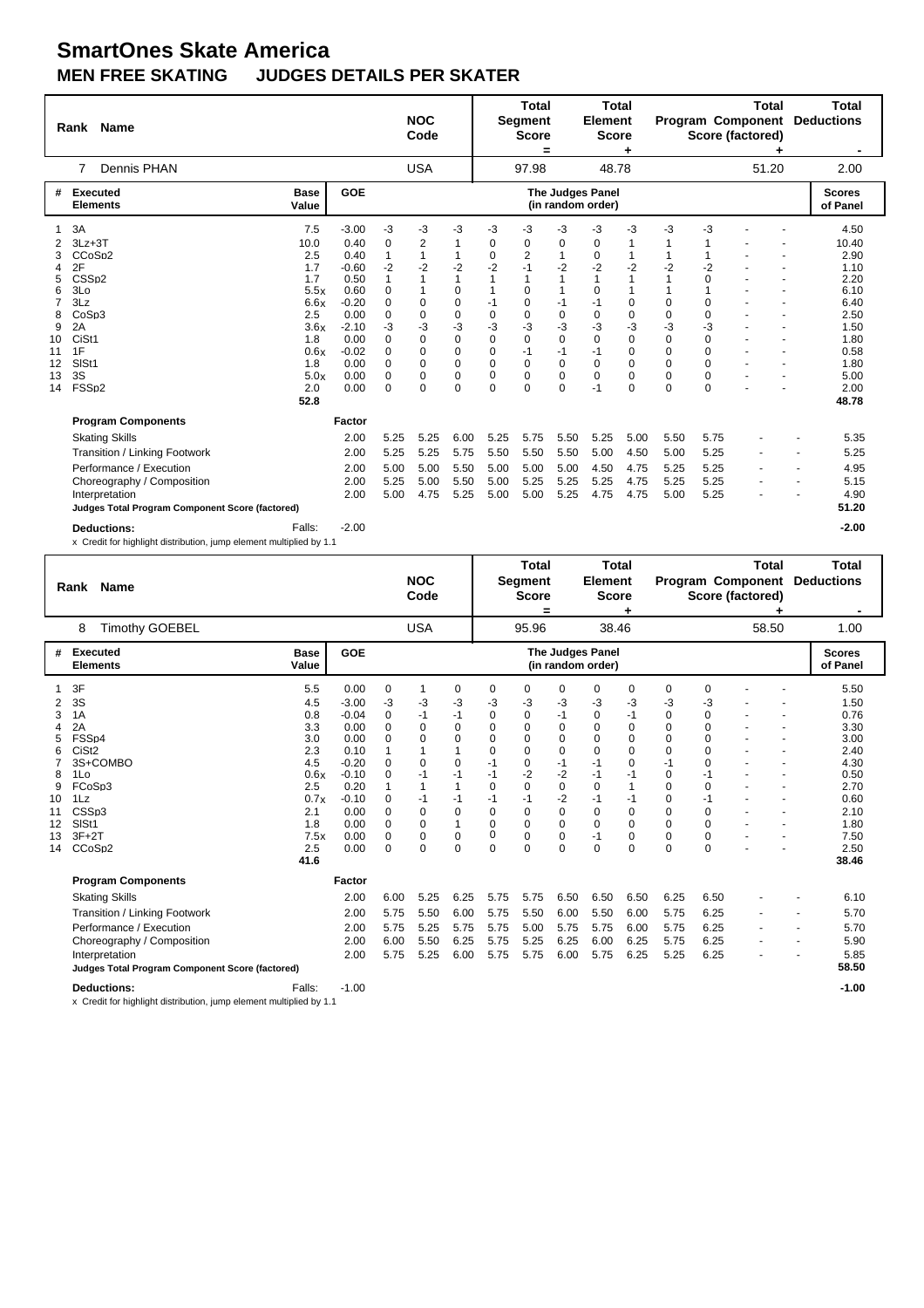# SmartOnes Skate America

## MEN FREE SKATING JUDGES DETAILS PER SKATER

| Rank | Name | NOC Code | Total Segment Score = | Total Element Score + | Total Program Component Score (factored) + | Total Deductions - |
|---|---|---|---|---|---|---|
| 7 | Dennis PHAN | USA | 97.98 | 48.78 | 51.20 | 2.00 |

| # | Executed Elements | Base Value | GOE | J1 | J2 | J3 | J4 | J5 | J6 | J7 | J8 | J9 | J10 | J11 | J12 | Scores of Panel |
|---|---|---|---|---|---|---|---|---|---|---|---|---|---|---|---|---|
| 1 | 3A | 7.5 | -3.00 | -3 | -3 | -3 | -3 | -3 | -3 | -3 | -3 | -3 | -3 | - | - | 4.50 |
| 2 | 3Lz+3T | 10.0 | 0.40 | 0 | 2 | 1 | 0 | 0 | 0 | 0 | 1 | 1 | 1 | - | - | 10.40 |
| 3 | CCoSp2 | 2.5 | 0.40 | 1 | 1 | 1 | 0 | 2 | 1 | 0 | 1 | 1 | 1 | - | - | 2.90 |
| 4 | 2F | 1.7 | -0.60 | -2 | -2 | -2 | -2 | -1 | -2 | -2 | -2 | -2 | -2 | - | - | 1.10 |
| 5 | CSSp2 | 1.7 | 0.50 | 1 | 1 | 1 | 1 | 1 | 1 | 1 | 1 | 1 | 0 | - | - | 2.20 |
| 6 | 3Lo | 5.5x | 0.60 | 0 | 1 | 0 | 1 | 0 | 1 | 0 | 1 | 1 | 1 | - | - | 6.10 |
| 7 | 3Lz | 6.6x | -0.20 | 0 | 0 | 0 | -1 | 0 | -1 | -1 | 0 | 0 | 0 | - | - | 6.40 |
| 8 | CoSp3 | 2.5 | 0.00 | 0 | 0 | 0 | 0 | 0 | 0 | 0 | 0 | 0 | 0 | - | - | 2.50 |
| 9 | 2A | 3.6x | -2.10 | -3 | -3 | -3 | -3 | -3 | -3 | -3 | -3 | -3 | -3 | - | - | 1.50 |
| 10 | CiSt1 | 1.8 | 0.00 | 0 | 0 | 0 | 0 | 0 | 0 | 0 | 0 | 0 | 0 | - | - | 1.80 |
| 11 | 1F | 0.6x | -0.02 | 0 | 0 | 0 | 0 | -1 | -1 | -1 | 0 | 0 | 0 | - | - | 0.58 |
| 12 | SlSt1 | 1.8 | 0.00 | 0 | 0 | 0 | 0 | 0 | 0 | 0 | 0 | 0 | 0 | - | - | 1.80 |
| 13 | 3S | 5.0x | 0.00 | 0 | 0 | 0 | 0 | 0 | 0 | 0 | 0 | 0 | 0 | - | - | 5.00 |
| 14 | FSSp2 | 2.0 | 0.00 | 0 | 0 | 0 | 0 | 0 | 0 | -1 | 0 | 0 | 0 | - | - | 2.00 |
| | | 52.8 | | | | | | | | | | | | | | 48.78 |

| Program Components | Factor | J1 | J2 | J3 | J4 | J5 | J6 | J7 | J8 | J9 | J10 | J11 | J12 | |
|---|---|---|---|---|---|---|---|---|---|---|---|---|---|---|
| Skating Skills | 2.00 | 5.25 | 5.25 | 6.00 | 5.25 | 5.75 | 5.50 | 5.25 | 5.00 | 5.50 | 5.75 | - | - | 5.35 |
| Transition / Linking Footwork | 2.00 | 5.25 | 5.25 | 5.75 | 5.50 | 5.50 | 5.50 | 5.00 | 4.50 | 5.00 | 5.25 | - | - | 5.25 |
| Performance / Execution | 2.00 | 5.00 | 5.00 | 5.50 | 5.00 | 5.00 | 5.00 | 4.50 | 4.75 | 5.25 | 5.25 | - | - | 4.95 |
| Choreography / Composition | 2.00 | 5.25 | 5.00 | 5.50 | 5.00 | 5.25 | 5.25 | 5.25 | 4.75 | 5.25 | 5.25 | - | - | 5.15 |
| Interpretation | 2.00 | 5.00 | 4.75 | 5.25 | 5.00 | 5.00 | 5.25 | 4.75 | 4.75 | 5.00 | 5.25 | - | - | 4.90 |
| **Judges Total Program Component Score (factored)** | | | | | | | | | | | | | | **51.20** |

**Deductions:** Falls: -2.00 **-2.00**

x Credit for highlight distribution, jump element multiplied by 1.1

| Rank | Name | NOC Code | Total Segment Score = | Total Element Score + | Total Program Component Score (factored) + | Total Deductions - |
|---|---|---|---|---|---|---|
| 8 | Timothy GOEBEL | USA | 95.96 | 38.46 | 58.50 | 1.00 |

| # | Executed Elements | Base Value | GOE | J1 | J2 | J3 | J4 | J5 | J6 | J7 | J8 | J9 | J10 | J11 | J12 | Scores of Panel |
|---|---|---|---|---|---|---|---|---|---|---|---|---|---|---|---|---|
| 1 | 3F | 5.5 | 0.00 | 0 | 1 | 0 | 0 | 0 | 0 | 0 | 0 | 0 | 0 | - | - | 5.50 |
| 2 | 3S | 4.5 | -3.00 | -3 | -3 | -3 | -3 | -3 | -3 | -3 | -3 | -3 | -3 | - | - | 1.50 |
| 3 | 1A | 0.8 | -0.04 | 0 | -1 | -1 | 0 | 0 | -1 | 0 | -1 | 0 | 0 | - | - | 0.76 |
| 4 | 2A | 3.3 | 0.00 | 0 | 0 | 0 | 0 | 0 | 0 | 0 | 0 | 0 | 0 | - | - | 3.30 |
| 5 | FSSp4 | 3.0 | 0.00 | 0 | 0 | 0 | 0 | 0 | 0 | 0 | 0 | 0 | 0 | - | - | 3.00 |
| 6 | CiSt2 | 2.3 | 0.10 | 1 | 1 | 1 | 0 | 0 | 0 | 0 | 0 | 0 | 0 | - | - | 2.40 |
| 7 | 3S+COMBO | 4.5 | -0.20 | 0 | 0 | 0 | -1 | 0 | -1 | -1 | 0 | -1 | 0 | - | - | 4.30 |
| 8 | 1Lo | 0.6x | -0.10 | 0 | -1 | -1 | -1 | -2 | -2 | -1 | -1 | 0 | -1 | - | - | 0.50 |
| 9 | FCoSp3 | 2.5 | 0.20 | 1 | 1 | 1 | 0 | 0 | 0 | 0 | 1 | 0 | 0 | - | - | 2.70 |
| 10 | 1Lz | 0.7x | -0.10 | 0 | -1 | -1 | -1 | -1 | -2 | -1 | -1 | 0 | -1 | - | - | 0.60 |
| 11 | CSSp3 | 2.1 | 0.00 | 0 | 0 | 0 | 0 | 0 | 0 | 0 | 0 | 0 | 0 | - | - | 2.10 |
| 12 | SlSt1 | 1.8 | 0.00 | 0 | 0 | 1 | 0 | 0 | 0 | 0 | 0 | 0 | 0 | - | - | 1.80 |
| 13 | 3F+2T | 7.5x | 0.00 | 0 | 0 | 0 | 0 | 0 | 0 | -1 | 0 | 0 | 0 | - | - | 7.50 |
| 14 | CCoSp2 | 2.5 | 0.00 | 0 | 0 | 0 | 0 | 0 | 0 | 0 | 0 | 0 | 0 | - | - | 2.50 |
| | | 41.6 | | | | | | | | | | | | | | 38.46 |

| Program Components | Factor | J1 | J2 | J3 | J4 | J5 | J6 | J7 | J8 | J9 | J10 | J11 | J12 | |
|---|---|---|---|---|---|---|---|---|---|---|---|---|---|---|
| Skating Skills | 2.00 | 6.00 | 5.25 | 6.25 | 5.75 | 5.75 | 6.50 | 6.50 | 6.50 | 6.25 | 6.50 | - | - | 6.10 |
| Transition / Linking Footwork | 2.00 | 5.75 | 5.50 | 6.00 | 5.75 | 5.50 | 6.00 | 5.50 | 6.00 | 5.75 | 6.25 | - | - | 5.70 |
| Performance / Execution | 2.00 | 5.75 | 5.25 | 5.75 | 5.75 | 5.00 | 5.75 | 5.75 | 6.00 | 5.75 | 6.25 | - | - | 5.70 |
| Choreography / Composition | 2.00 | 6.00 | 5.50 | 6.25 | 5.75 | 5.25 | 6.25 | 6.00 | 6.25 | 5.75 | 6.25 | - | - | 5.90 |
| Interpretation | 2.00 | 5.75 | 5.25 | 6.00 | 5.75 | 5.75 | 6.00 | 5.75 | 6.25 | 5.25 | 6.25 | - | - | 5.85 |
| **Judges Total Program Component Score (factored)** | | | | | | | | | | | | | | **58.50** |

**Deductions:** Falls: -1.00 **-1.00**

x Credit for highlight distribution, jump element multiplied by 1.1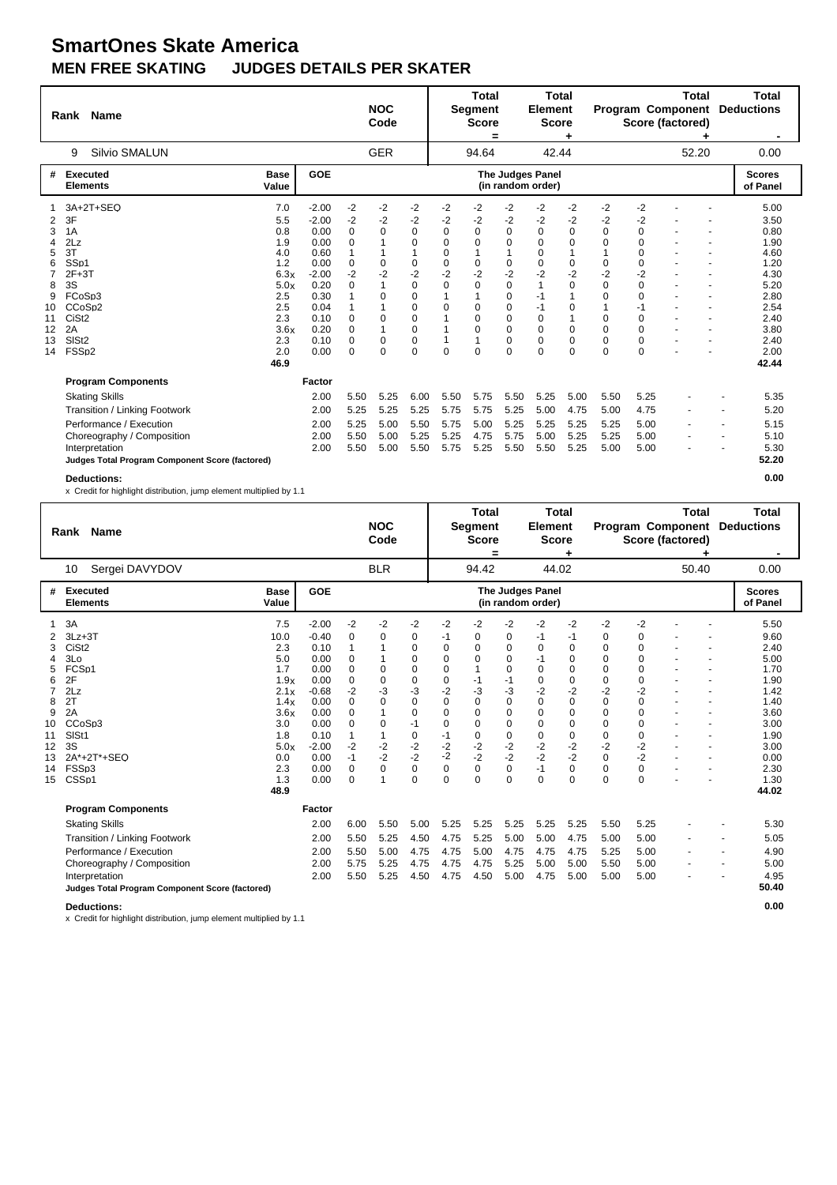# SmartOnes Skate America

## MEN FREE SKATING JUDGES DETAILS PER SKATER

| Rank | Name | NOC Code | Total Segment Score = | Total Element Score + | Total Program Component Score (factored) + | Total Deductions - |
|---|---|---|---|---|---|---|
| 9 | Silvio SMALUN | GER | 94.64 | 42.44 | 52.20 | 0.00 |

| # | Executed Elements | Base Value | GOE | The Judges Panel (in random order) | | | | | | | | | | | | Scores of Panel |
|---|---|---|---|---|---|---|---|---|---|---|---|---|---|---|---|---|
| 1 | 3A+2T+SEQ | 7.0 | -2.00 | -2 | -2 | -2 | -2 | -2 | -2 | -2 | -2 | -2 | -2 | - | - | 5.00 |
| 2 | 3F | 5.5 | -2.00 | -2 | -2 | -2 | -2 | -2 | -2 | -2 | -2 | -2 | -2 | - | - | 3.50 |
| 3 | 1A | 0.8 | 0.00 | 0 | 0 | 0 | 0 | 0 | 0 | 0 | 0 | 0 | 0 | - | - | 0.80 |
| 4 | 2Lz | 1.9 | 0.00 | 0 | 1 | 0 | 0 | 0 | 0 | 0 | 0 | 0 | 0 | - | - | 1.90 |
| 5 | 3T | 4.0 | 0.60 | 1 | 1 | 1 | 0 | 1 | 1 | 0 | 1 | 1 | 0 | - | - | 4.60 |
| 6 | SSp1 | 1.2 | 0.00 | 0 | 0 | 0 | 0 | 0 | 0 | 0 | 0 | 0 | 0 | - | - | 1.20 |
| 7 | 2F+3T | 6.3x | -2.00 | -2 | -2 | -2 | -2 | -2 | -2 | -2 | -2 | -2 | -2 | - | - | 4.30 |
| 8 | 3S | 5.0x | 0.20 | 0 | 1 | 0 | 0 | 0 | 0 | 1 | 0 | 0 | 0 | - | - | 5.20 |
| 9 | FCoSp3 | 2.5 | 0.30 | 1 | 0 | 0 | 1 | 1 | 0 | -1 | 1 | 0 | 0 | - | - | 2.80 |
| 10 | CCoSp2 | 2.5 | 0.04 | 1 | 1 | 0 | 0 | 0 | 0 | -1 | 0 | 1 | -1 | - | - | 2.54 |
| 11 | CiSt2 | 2.3 | 0.10 | 0 | 0 | 0 | 1 | 0 | 0 | 0 | 1 | 0 | 0 | - | - | 2.40 |
| 12 | 2A | 3.6x | 0.20 | 0 | 1 | 0 | 1 | 0 | 0 | 0 | 0 | 0 | 0 | - | - | 3.80 |
| 13 | SlSt2 | 2.3 | 0.10 | 0 | 0 | 0 | 1 | 1 | 0 | 0 | 0 | 0 | 0 | - | - | 2.40 |
| 14 | FSSp2 | 2.0 | 0.00 | 0 | 0 | 0 | 0 | 0 | 0 | 0 | 0 | 0 | 0 | - | - | 2.00 |
| | | 46.9 | | | | | | | | | | | | | | 42.44 |

| Program Components | Factor | | | | | | | | | | | | | |
|---|---|---|---|---|---|---|---|---|---|---|---|---|---|---|
| Skating Skills | 2.00 | 5.50 | 5.25 | 6.00 | 5.50 | 5.75 | 5.50 | 5.25 | 5.00 | 5.50 | 5.25 | - | - | 5.35 |
| Transition / Linking Footwork | 2.00 | 5.25 | 5.25 | 5.25 | 5.75 | 5.75 | 5.25 | 5.00 | 4.75 | 5.00 | 4.75 | - | - | 5.20 |
| Performance / Execution | 2.00 | 5.25 | 5.00 | 5.50 | 5.75 | 5.00 | 5.25 | 5.25 | 5.25 | 5.25 | 5.00 | - | - | 5.15 |
| Choreography / Composition | 2.00 | 5.50 | 5.00 | 5.25 | 5.25 | 4.75 | 5.75 | 5.00 | 5.25 | 5.25 | 5.00 | - | - | 5.10 |
| Interpretation | 2.00 | 5.50 | 5.00 | 5.50 | 5.75 | 5.25 | 5.50 | 5.50 | 5.25 | 5.00 | 5.00 | - | - | 5.30 |
| **Judges Total Program Component Score (factored)** | | | | | | | | | | | | | | 52.20 |

**Deductions:** 0.00

x Credit for highlight distribution, jump element multiplied by 1.1

| Rank | Name | NOC Code | Total Segment Score = | Total Element Score + | Total Program Component Score (factored) + | Total Deductions - |
|---|---|---|---|---|---|---|
| 10 | Sergei DAVYDOV | BLR | 94.42 | 44.02 | 50.40 | 0.00 |

| # | Executed Elements | Base Value | GOE | The Judges Panel (in random order) | | | | | | | | | | | | Scores of Panel |
|---|---|---|---|---|---|---|---|---|---|---|---|---|---|---|---|---|
| 1 | 3A | 7.5 | -2.00 | -2 | -2 | -2 | -2 | -2 | -2 | -2 | -2 | -2 | -2 | - | - | 5.50 |
| 2 | 3Lz+3T | 10.0 | -0.40 | 0 | 0 | 0 | -1 | 0 | 0 | -1 | -1 | 0 | 0 | - | - | 9.60 |
| 3 | CiSt2 | 2.3 | 0.10 | 1 | 1 | 0 | 0 | 0 | 0 | 0 | 0 | 0 | 0 | - | - | 2.40 |
| 4 | 3Lo | 5.0 | 0.00 | 0 | 1 | 0 | 0 | 0 | 0 | -1 | 0 | 0 | 0 | - | - | 5.00 |
| 5 | FCSp1 | 1.7 | 0.00 | 0 | 0 | 0 | 0 | 1 | 0 | 0 | 0 | 0 | 0 | - | - | 1.70 |
| 6 | 2F | 1.9x | 0.00 | 0 | 0 | 0 | 0 | -1 | -1 | 0 | 0 | 0 | 0 | - | - | 1.90 |
| 7 | 2Lz | 2.1x | -0.68 | -2 | -3 | -3 | -2 | -3 | -3 | -2 | -2 | -2 | -2 | - | - | 1.42 |
| 8 | 2T | 1.4x | 0.00 | 0 | 0 | 0 | 0 | 0 | 0 | 0 | 0 | 0 | 0 | - | - | 1.40 |
| 9 | 2A | 3.6x | 0.00 | 0 | 1 | 0 | 0 | 0 | 0 | 0 | 0 | 0 | 0 | - | - | 3.60 |
| 10 | CCoSp3 | 3.0 | 0.00 | 0 | 0 | -1 | 0 | 0 | 0 | 0 | 0 | 0 | 0 | - | - | 3.00 |
| 11 | SlSt1 | 1.8 | 0.10 | 1 | 1 | 0 | -1 | 0 | 0 | 0 | 0 | 0 | 0 | - | - | 1.90 |
| 12 | 3S | 5.0x | -2.00 | -2 | -2 | -2 | -2 | -2 | -2 | -2 | -2 | -2 | -2 | - | - | 3.00 |
| 13 | 2A*+2T*+SEQ | 0.0 | 0.00 | -1 | -2 | -2 | -2 | -2 | -2 | -2 | -2 | 0 | -2 | - | - | 0.00 |
| 14 | FSSp3 | 2.3 | 0.00 | 0 | 0 | 0 | 0 | 0 | 0 | -1 | 0 | 0 | 0 | - | - | 2.30 |
| 15 | CSSp1 | 1.3 | 0.00 | 0 | 1 | 0 | 0 | 0 | 0 | 0 | 0 | 0 | 0 | - | - | 1.30 |
| | | 48.9 | | | | | | | | | | | | | | 44.02 |

| Program Components | Factor | | | | | | | | | | | | | |
|---|---|---|---|---|---|---|---|---|---|---|---|---|---|---|
| Skating Skills | 2.00 | 6.00 | 5.50 | 5.00 | 5.25 | 5.25 | 5.25 | 5.25 | 5.25 | 5.50 | 5.25 | - | - | 5.30 |
| Transition / Linking Footwork | 2.00 | 5.50 | 5.25 | 4.50 | 4.75 | 5.25 | 5.00 | 5.00 | 4.75 | 5.00 | 5.00 | - | - | 5.05 |
| Performance / Execution | 2.00 | 5.50 | 5.00 | 4.75 | 4.75 | 5.00 | 4.75 | 4.75 | 4.75 | 5.25 | 5.00 | - | - | 4.90 |
| Choreography / Composition | 2.00 | 5.75 | 5.25 | 4.75 | 4.75 | 4.75 | 5.25 | 5.00 | 5.00 | 5.50 | 5.00 | - | - | 5.00 |
| Interpretation | 2.00 | 5.50 | 5.25 | 4.50 | 4.75 | 4.50 | 5.00 | 4.75 | 5.00 | 5.00 | 5.00 | - | - | 4.95 |
| **Judges Total Program Component Score (factored)** | | | | | | | | | | | | | | 50.40 |

**Deductions:** 0.00

x Credit for highlight distribution, jump element multiplied by 1.1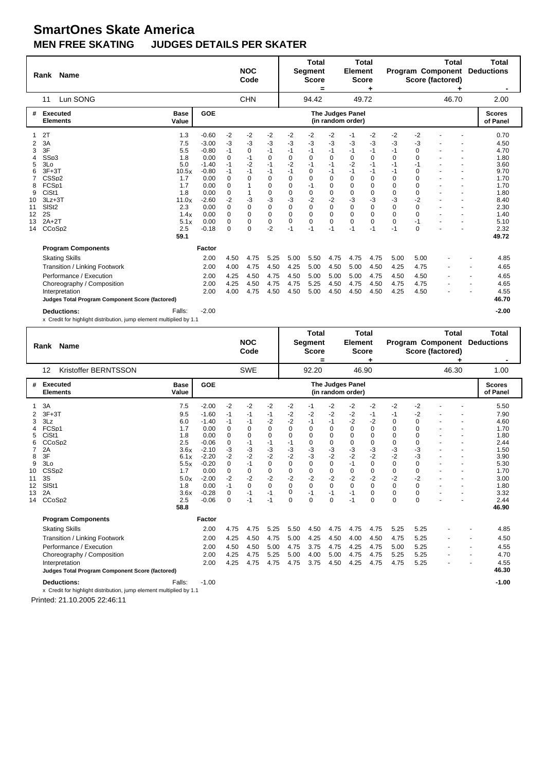# SmartOnes Skate America

## MEN FREE SKATING JUDGES DETAILS PER SKATER

| Rank | Name | NOC Code | Total Segment Score = | Total Element Score + | Total Program Component Score (factored) + | Total Deductions - |
|---|---|---|---|---|---|---|
| 11 | Lun SONG | CHN | 94.42 | 49.72 | 46.70 | 2.00 |

| # | Executed Elements | Base Value | GOE | The Judges Panel (in random order) | | | | | | | | | | | | Scores of Panel |
|---|---|---|---|---|---|---|---|---|---|---|---|---|---|---|---|---|
| 1 | 2T | 1.3 | -0.60 | -2 | -2 | -2 | -2 | -2 | -2 | -1 | -2 | -2 | -2 | - | - | 0.70 |
| 2 | 3A | 7.5 | -3.00 | -3 | -3 | -3 | -3 | -3 | -3 | -3 | -3 | -3 | -3 | - | - | 4.50 |
| 3 | 3F | 5.5 | -0.80 | -1 | 0 | -1 | -1 | -1 | -1 | -1 | -1 | -1 | 0 | - | - | 4.70 |
| 4 | SSp3 | 1.8 | 0.00 | 0 | -1 | 0 | 0 | 0 | 0 | 0 | 0 | 0 | 0 | - | - | 1.80 |
| 5 | 3Lo | 5.0 | -1.40 | -1 | -2 | -1 | -2 | -1 | -1 | -2 | -1 | -1 | -1 | - | - | 3.60 |
| 6 | 3F+3T | 10.5x | -0.80 | -1 | -1 | -1 | -1 | 0 | -1 | -1 | -1 | -1 | 0 | - | - | 9.70 |
| 7 | CSSp2 | 1.7 | 0.00 | 0 | 0 | 0 | 0 | 0 | 0 | 0 | 0 | 0 | 0 | - | - | 1.70 |
| 8 | FCSp1 | 1.7 | 0.00 | 0 | 1 | 0 | 0 | -1 | 0 | 0 | 0 | 0 | 0 | - | - | 1.70 |
| 9 | CiSt1 | 1.8 | 0.00 | 0 | 1 | 0 | 0 | 0 | 0 | 0 | 0 | 0 | 0 | - | - | 1.80 |
| 10 | 3Lz+3T | 11.0x | -2.60 | -2 | -3 | -3 | -3 | -2 | -2 | -3 | -3 | -3 | -2 | - | - | 8.40 |
| 11 | SlSt2 | 2.3 | 0.00 | 0 | 0 | 0 | 0 | 0 | 0 | 0 | 0 | 0 | 0 | - | - | 2.30 |
| 12 | 2S | 1.4x | 0.00 | 0 | 0 | 0 | 0 | 0 | 0 | 0 | 0 | 0 | 0 | - | - | 1.40 |
| 13 | 2A+2T | 5.1x | 0.00 | 0 | 0 | 0 | 0 | 0 | 0 | 0 | 0 | 0 | -1 | - | - | 5.10 |
| 14 | CCoSp2 | 2.5 | -0.18 | 0 | 0 | -2 | -1 | -1 | -1 | -1 | -1 | -1 | 0 | - | - | 2.32 |
| | | 59.1 | | | | | | | | | | | | | | 49.72 |

| Program Components | Factor | | | | | | | | | | | | | |
|---|---|---|---|---|---|---|---|---|---|---|---|---|---|---|
| Skating Skills | 2.00 | 4.50 | 4.75 | 5.25 | 5.00 | 5.50 | 4.75 | 4.75 | 4.75 | 5.00 | 5.00 | - | - | 4.85 |
| Transition / Linking Footwork | 2.00 | 4.00 | 4.75 | 4.50 | 4.25 | 5.00 | 4.50 | 5.00 | 4.50 | 4.25 | 4.75 | - | - | 4.65 |
| Performance / Execution | 2.00 | 4.25 | 4.50 | 4.75 | 4.50 | 5.00 | 5.00 | 5.00 | 4.75 | 4.50 | 4.50 | - | - | 4.65 |
| Choreography / Composition | 2.00 | 4.25 | 4.50 | 4.75 | 4.75 | 5.25 | 4.50 | 4.75 | 4.50 | 4.75 | 4.75 | - | - | 4.65 |
| Interpretation | 2.00 | 4.00 | 4.75 | 4.50 | 4.50 | 5.00 | 4.50 | 4.50 | 4.50 | 4.25 | 4.50 | - | - | 4.55 |
| **Judges Total Program Component Score (factored)** | | | | | | | | | | | | | | 46.70 |

**Deductions:** Falls: -2.00 **-2.00**

x Credit for highlight distribution, jump element multiplied by 1.1

| Rank | Name | NOC Code | Total Segment Score = | Total Element Score + | Total Program Component Score (factored) + | Total Deductions - |
|---|---|---|---|---|---|---|
| 12 | Kristoffer BERNTSSON | SWE | 92.20 | 46.90 | 46.30 | 1.00 |

| # | Executed Elements | Base Value | GOE | The Judges Panel (in random order) | | | | | | | | | | | | Scores of Panel |
|---|---|---|---|---|---|---|---|---|---|---|---|---|---|---|---|---|
| 1 | 3A | 7.5 | -2.00 | -2 | -2 | -2 | -2 | -1 | -2 | -2 | -2 | -2 | -2 | - | - | 5.50 |
| 2 | 3F+3T | 9.5 | -1.60 | -1 | -1 | -1 | -2 | -2 | -2 | -2 | -1 | -1 | -2 | - | - | 7.90 |
| 3 | 3Lz | 6.0 | -1.40 | -1 | -1 | -2 | -2 | -1 | -1 | -2 | -2 | 0 | 0 | - | - | 4.60 |
| 4 | FCSp1 | 1.7 | 0.00 | 0 | 0 | 0 | 0 | 0 | 0 | 0 | 0 | 0 | 0 | - | - | 1.70 |
| 5 | CiSt1 | 1.8 | 0.00 | 0 | 0 | 0 | 0 | 0 | 0 | 0 | 0 | 0 | 0 | - | - | 1.80 |
| 6 | CCoSp2 | 2.5 | -0.06 | 0 | -1 | -1 | -1 | 0 | 0 | 0 | 0 | 0 | 0 | - | - | 2.44 |
| 7 | 2A | 3.6x | -2.10 | -3 | -3 | -3 | -3 | -3 | -3 | -3 | -3 | -3 | -3 | - | - | 1.50 |
| 8 | 3F | 6.1x | -2.20 | -2 | -2 | -2 | -2 | -3 | -2 | -2 | -2 | -2 | -3 | - | - | 3.90 |
| 9 | 3Lo | 5.5x | -0.20 | 0 | -1 | 0 | 0 | 0 | 0 | -1 | 0 | 0 | 0 | - | - | 5.30 |
| 10 | CSSp2 | 1.7 | 0.00 | 0 | 0 | 0 | 0 | 0 | 0 | 0 | 0 | 0 | 0 | - | - | 1.70 |
| 11 | 3S | 5.0x | -2.00 | -2 | -2 | -2 | -2 | -2 | -2 | -2 | -2 | -2 | -2 | - | - | 3.00 |
| 12 | SlSt1 | 1.8 | 0.00 | -1 | 0 | 0 | 0 | 0 | 0 | 0 | 0 | 0 | 0 | - | - | 1.80 |
| 13 | 2A | 3.6x | -0.28 | 0 | -1 | -1 | 0 | -1 | -1 | -1 | 0 | 0 | 0 | - | - | 3.32 |
| 14 | CCoSp2 | 2.5 | -0.06 | 0 | -1 | -1 | 0 | 0 | 0 | -1 | 0 | 0 | 0 | - | - | 2.44 |
| | | 58.8 | | | | | | | | | | | | | | 46.90 |

| Program Components | Factor | | | | | | | | | | | | | |
|---|---|---|---|---|---|---|---|---|---|---|---|---|---|---|
| Skating Skills | 2.00 | 4.75 | 4.75 | 5.25 | 5.50 | 4.50 | 4.75 | 4.75 | 4.75 | 5.25 | 5.25 | - | - | 4.85 |
| Transition / Linking Footwork | 2.00 | 4.25 | 4.50 | 4.75 | 5.00 | 4.25 | 4.50 | 4.00 | 4.50 | 4.75 | 5.25 | - | - | 4.50 |
| Performance / Execution | 2.00 | 4.50 | 4.50 | 5.00 | 4.75 | 3.75 | 4.75 | 4.25 | 4.75 | 5.00 | 5.25 | - | - | 4.55 |
| Choreography / Composition | 2.00 | 4.25 | 4.75 | 5.25 | 5.00 | 4.00 | 5.00 | 4.75 | 4.75 | 5.25 | 5.25 | - | - | 4.70 |
| Interpretation | 2.00 | 4.25 | 4.75 | 4.75 | 4.75 | 3.75 | 4.50 | 4.25 | 4.75 | 4.75 | 5.25 | - | - | 4.55 |
| **Judges Total Program Component Score (factored)** | | | | | | | | | | | | | | 46.30 |

**Deductions:** Falls: -1.00 **-1.00**

x Credit for highlight distribution, jump element multiplied by 1.1

Printed: 21.10.2005 22:46:11